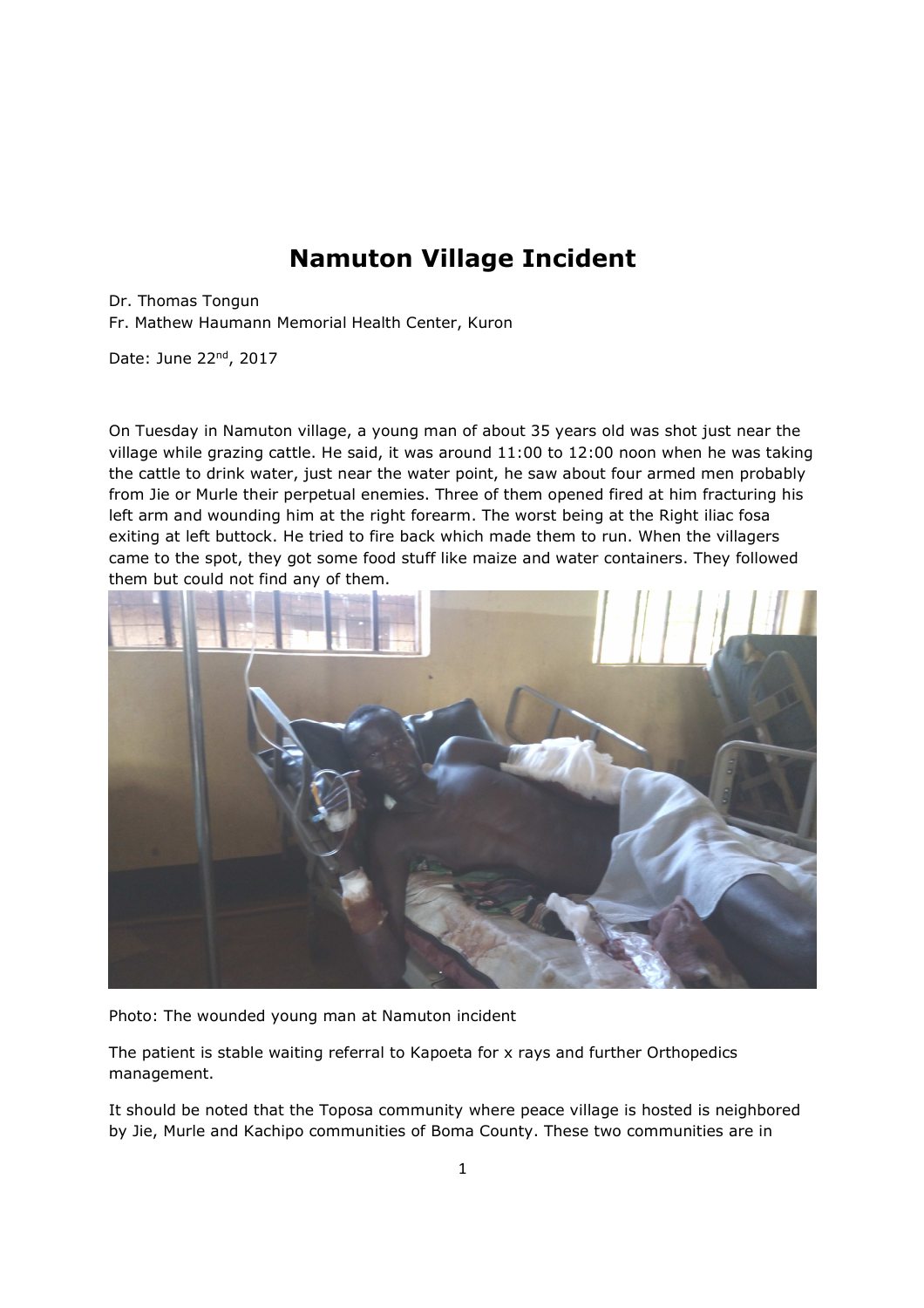# Namuton Village Incident

Dr. Thomas Tongun
Fr. Mathew Haumann Memorial Health Center, Kuron

Date: June 22nd, 2017

On Tuesday in Namuton village, a young man of about 35 years old was shot just near the village while grazing cattle. He said, it was around 11:00 to 12:00 noon when he was taking the cattle to drink water, just near the water point, he saw about four armed men probably from Jie or Murle their perpetual enemies. Three of them opened fired at him fracturing his left arm and wounding him at the right forearm. The worst being at the Right iliac fosa exiting at left buttock. He tried to fire back which made them to run. When the villagers came to the spot, they got some food stuff like maize and water containers. They followed them but could not find any of them.

Photo: The wounded young man at Namuton incident

The patient is stable waiting referral to Kapoeta for x rays and further Orthopedics management.

It should be noted that the Toposa community where peace village is hosted is neighbored by Jie, Murle and Kachipo communities of Boma County. These two communities are in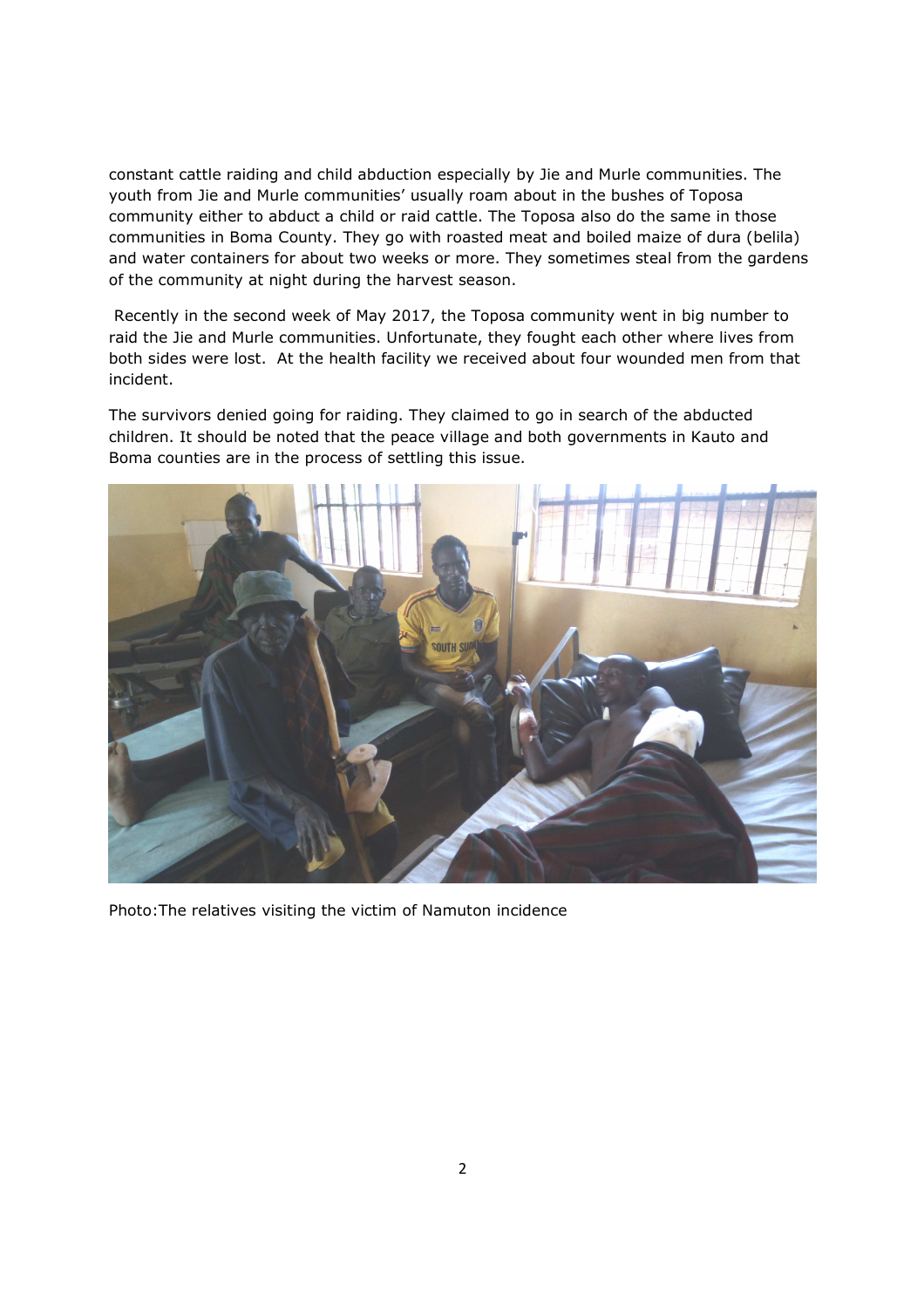constant cattle raiding and child abduction especially by Jie and Murle communities. The youth from Jie and Murle communities' usually roam about in the bushes of Toposa community either to abduct a child or raid cattle. The Toposa also do the same in those communities in Boma County. They go with roasted meat and boiled maize of dura (belila) and water containers for about two weeks or more. They sometimes steal from the gardens of the community at night during the harvest season.

Recently in the second week of May 2017, the Toposa community went in big number to raid the Jie and Murle communities. Unfortunate, they fought each other where lives from both sides were lost. At the health facility we received about four wounded men from that incident.

The survivors denied going for raiding. They claimed to go in search of the abducted children. It should be noted that the peace village and both governments in Kauto and Boma counties are in the process of settling this issue.

Photo:The relatives visiting the victim of Namuton incidence